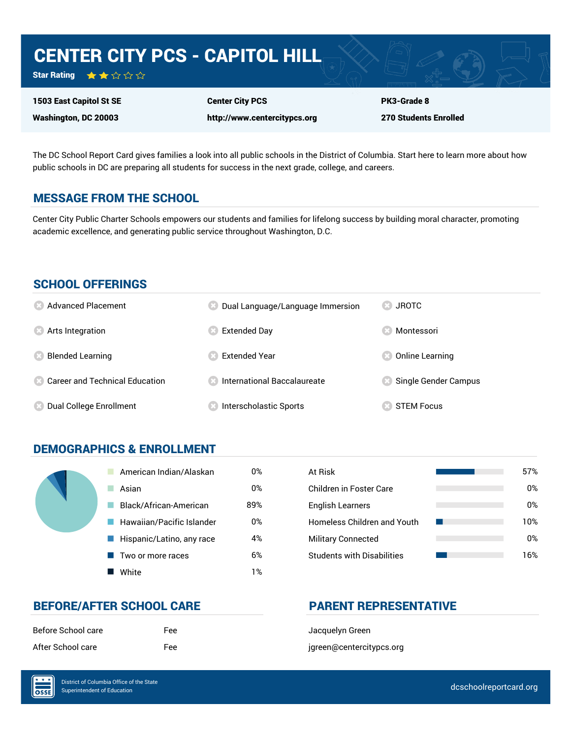# CENTER CITY PCS - CAPITOL HILL

**Star Rating** ★★☆☆☆

| | | |
|---|---|---|
| **1503 East Capitol St SE** | **Center City PCS** | **PK3-Grade 8** |
| **Washington, DC 20003** | **http://www.centercitypcs.org** | **270 Students Enrolled** |

The DC School Report Card gives families a look into all public schools in the District of Columbia. Start here to learn more about how public schools in DC are preparing all students for success in the next grade, college, and careers.

## MESSAGE FROM THE SCHOOL

Center City Public Charter Schools empowers our students and families for lifelong success by building moral character, promoting academic excellence, and generating public service throughout Washington, D.C.

## SCHOOL OFFERINGS

- Advanced Placement
- Arts Integration
- Blended Learning
- Career and Technical Education
- Dual College Enrollment
- Dual Language/Language Immersion
- Extended Day
- Extended Year
- International Baccalaureate
- Interscholastic Sports
- JROTC
- Montessori
- Online Learning
- Single Gender Campus
- STEM Focus

## DEMOGRAPHICS & ENROLLMENT

| Race/Ethnicity | Percent |
|---|---|
| American Indian/Alaskan | 0% |
| Asian | 0% |
| Black/African-American | 89% |
| Hawaiian/Pacific Islander | 0% |
| Hispanic/Latino, any race | 4% |
| Two or more races | 6% |
| White | 1% |

| Student Group | Percent |
|---|---|
| At Risk | 57% |
| Children in Foster Care | 0% |
| English Learners | 0% |
| Homeless Children and Youth | 10% |
| Military Connected | 0% |
| Students with Disabilities | 16% |

## BEFORE/AFTER SCHOOL CARE

| | |
|---|---|
| Before School care | Fee |
| After School care | Fee |

## PARENT REPRESENTATIVE

Jacquelyn Green

jgreen@centercitypcs.org

District of Columbia Office of the State Superintendent of Education

dcschoolreportcard.org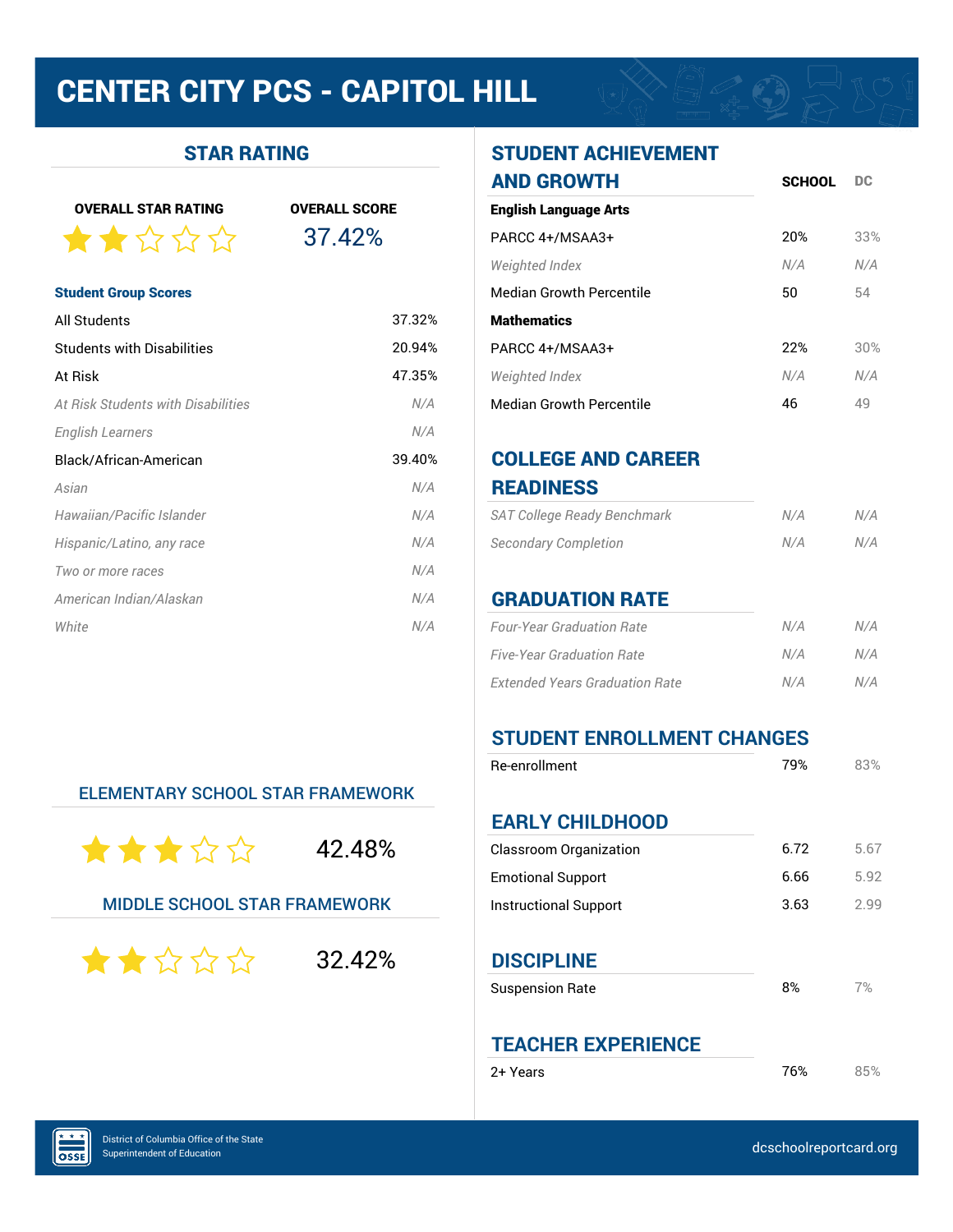# CENTER CITY PCS - CAPITOL HILL

## STAR RATING

**OVERALL STAR RATING**

★★☆☆☆

**OVERALL SCORE**

37.42%

### Student Group Scores

| | |
|---|---|
| All Students | 37.32% |
| Students with Disabilities | 20.94% |
| At Risk | 47.35% |
| *At Risk Students with Disabilities* | *N/A* |
| *English Learners* | *N/A* |
| Black/African-American | 39.40% |
| *Asian* | *N/A* |
| *Hawaiian/Pacific Islander* | *N/A* |
| *Hispanic/Latino, any race* | *N/A* |
| *Two or more races* | *N/A* |
| *American Indian/Alaskan* | *N/A* |
| *White* | *N/A* |

## ELEMENTARY SCHOOL STAR FRAMEWORK

★★★☆☆ 42.48%

## MIDDLE SCHOOL STAR FRAMEWORK

★★☆☆☆ 32.42%

## STUDENT ACHIEVEMENT AND GROWTH

| | SCHOOL | DC |
|---|---|---|
| **English Language Arts** | | |
| PARCC 4+/MSAA3+ | 20% | 33% |
| *Weighted Index* | *N/A* | *N/A* |
| Median Growth Percentile | 50 | 54 |
| **Mathematics** | | |
| PARCC 4+/MSAA3+ | 22% | 30% |
| *Weighted Index* | *N/A* | *N/A* |
| Median Growth Percentile | 46 | 49 |

## COLLEGE AND CAREER READINESS

| | SCHOOL | DC |
|---|---|---|
| *SAT College Ready Benchmark* | *N/A* | *N/A* |
| *Secondary Completion* | *N/A* | *N/A* |

## GRADUATION RATE

| | SCHOOL | DC |
|---|---|---|
| *Four-Year Graduation Rate* | *N/A* | *N/A* |
| *Five-Year Graduation Rate* | *N/A* | *N/A* |
| *Extended Years Graduation Rate* | *N/A* | *N/A* |

## STUDENT ENROLLMENT CHANGES

| | SCHOOL | DC |
|---|---|---|
| Re-enrollment | 79% | 83% |

## EARLY CHILDHOOD

| | SCHOOL | DC |
|---|---|---|
| Classroom Organization | 6.72 | 5.67 |
| Emotional Support | 6.66 | 5.92 |
| Instructional Support | 3.63 | 2.99 |

## DISCIPLINE

| | SCHOOL | DC |
|---|---|---|
| Suspension Rate | 8% | 7% |

## TEACHER EXPERIENCE

| | SCHOOL | DC |
|---|---|---|
| 2+ Years | 76% | 85% |

District of Columbia Office of the State Superintendent of Education

dcschoolreportcard.org